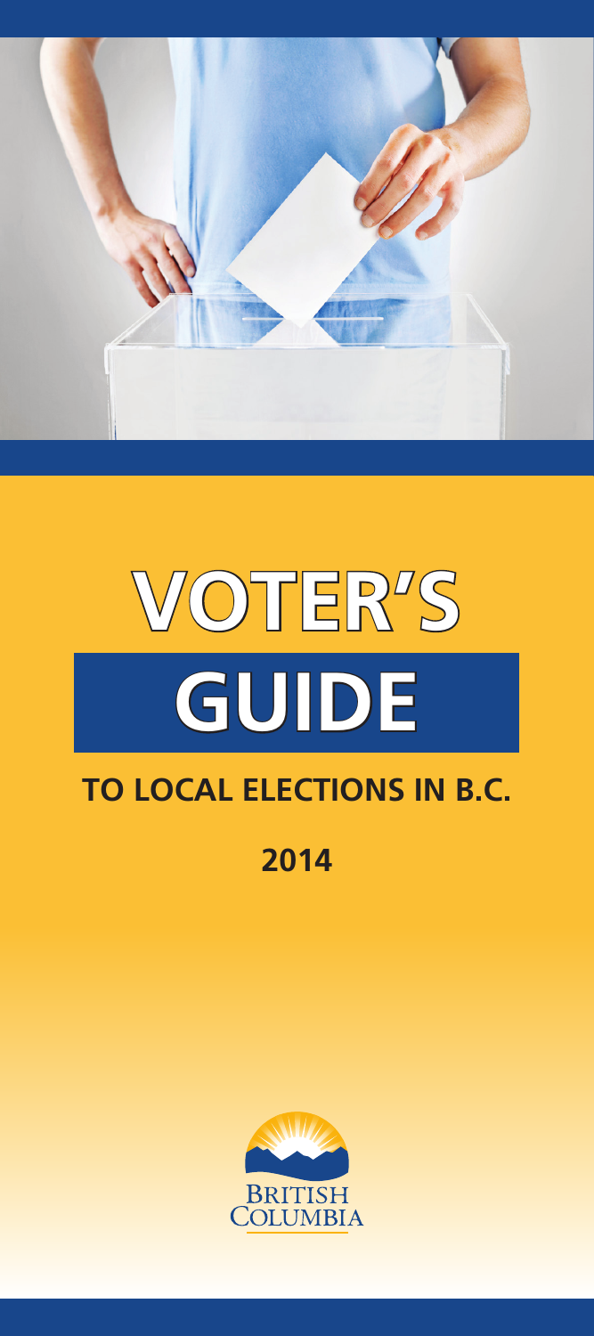# VOTER'S GUIDE

## TO LOCAL ELECTIONS IN B.C.

**2014**

BRITISH COLUMBIA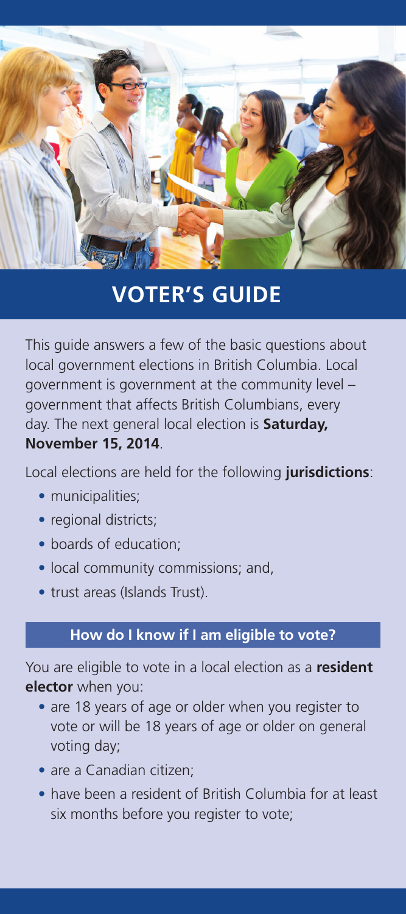# VOTER'S GUIDE

This guide answers a few of the basic questions about local government elections in British Columbia. Local government is government at the community level – government that affects British Columbians, every day. The next general local election is **Saturday, November 15, 2014**.

Local elections are held for the following **jurisdictions**:

- municipalities;
- regional districts;
- boards of education;
- local community commissions; and,
- trust areas (Islands Trust).

## How do I know if I am eligible to vote?

You are eligible to vote in a local election as a **resident elector** when you:

- are 18 years of age or older when you register to vote or will be 18 years of age or older on general voting day;
- are a Canadian citizen;
- have been a resident of British Columbia for at least six months before you register to vote;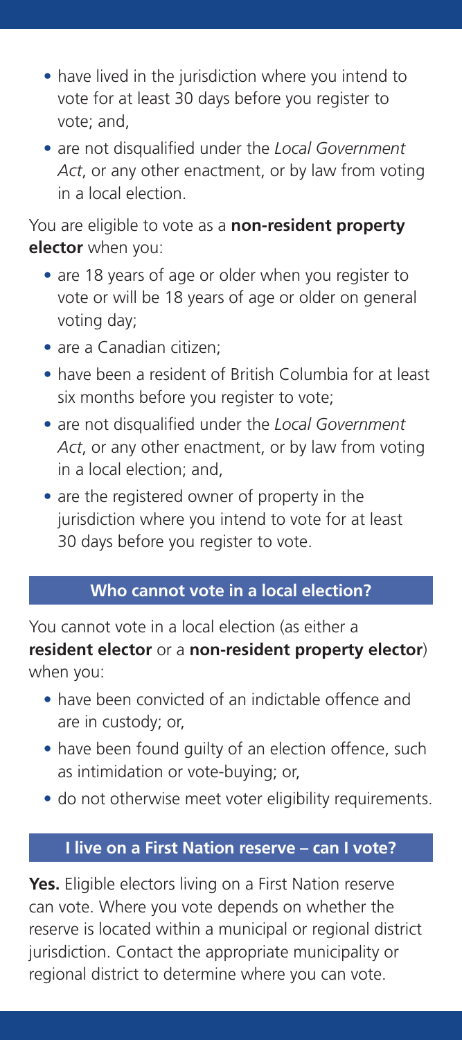- have lived in the jurisdiction where you intend to vote for at least 30 days before you register to vote; and,
- are not disqualified under the *Local Government Act*, or any other enactment, or by law from voting in a local election.

You are eligible to vote as a **non-resident property elector** when you:

- are 18 years of age or older when you register to vote or will be 18 years of age or older on general voting day;
- are a Canadian citizen;
- have been a resident of British Columbia for at least six months before you register to vote;
- are not disqualified under the *Local Government Act*, or any other enactment, or by law from voting in a local election; and,
- are the registered owner of property in the jurisdiction where you intend to vote for at least 30 days before you register to vote.

## Who cannot vote in a local election?

You cannot vote in a local election (as either a **resident elector** or a **non-resident property elector**) when you:

- have been convicted of an indictable offence and are in custody; or,
- have been found guilty of an election offence, such as intimidation or vote-buying; or,
- do not otherwise meet voter eligibility requirements.

## I live on a First Nation reserve – can I vote?

**Yes.** Eligible electors living on a First Nation reserve can vote. Where you vote depends on whether the reserve is located within a municipal or regional district jurisdiction. Contact the appropriate municipality or regional district to determine where you can vote.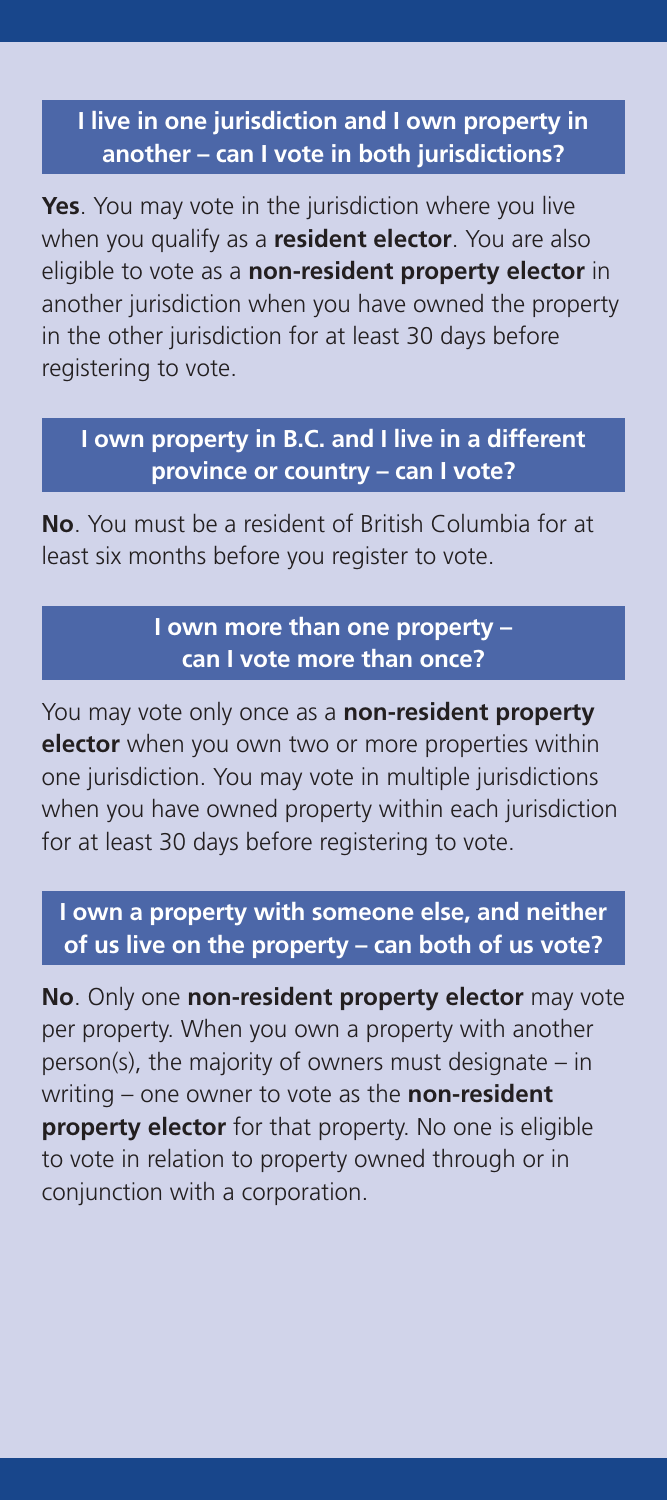### I live in one jurisdiction and I own property in another – can I vote in both jurisdictions?

**Yes**. You may vote in the jurisdiction where you live when you qualify as a **resident elector**. You are also eligible to vote as a **non-resident property elector** in another jurisdiction when you have owned the property in the other jurisdiction for at least 30 days before registering to vote.

### I own property in B.C. and I live in a different province or country – can I vote?

**No**. You must be a resident of British Columbia for at least six months before you register to vote.

### I own more than one property – can I vote more than once?

You may vote only once as a **non-resident property elector** when you own two or more properties within one jurisdiction. You may vote in multiple jurisdictions when you have owned property within each jurisdiction for at least 30 days before registering to vote.

### I own a property with someone else, and neither of us live on the property – can both of us vote?

**No**. Only one **non-resident property elector** may vote per property. When you own a property with another person(s), the majority of owners must designate – in writing – one owner to vote as the **non-resident property elector** for that property. No one is eligible to vote in relation to property owned through or in conjunction with a corporation.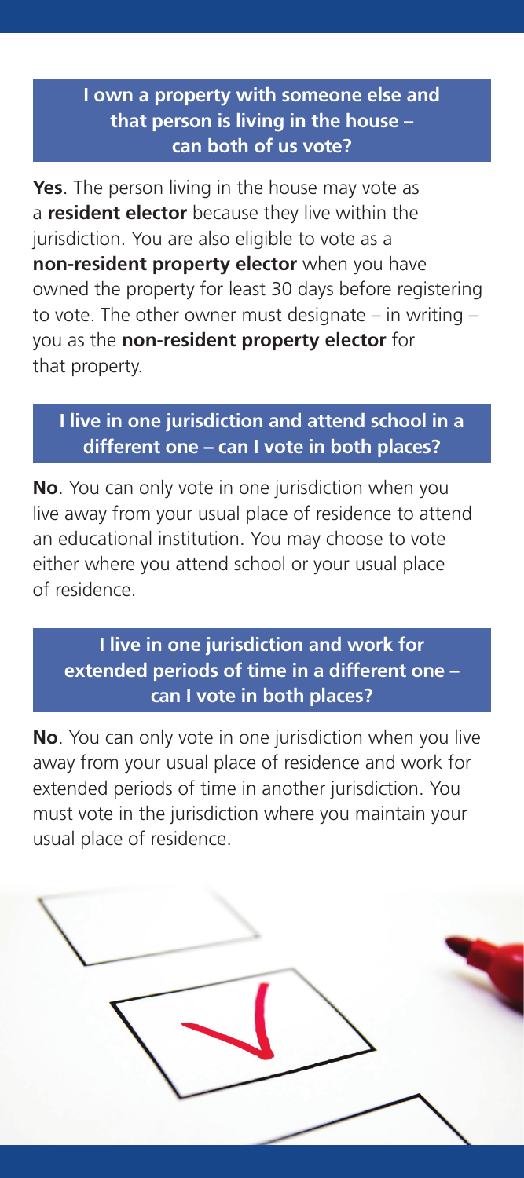### I own a property with someone else and that person is living in the house – can both of us vote?

**Yes**. The person living in the house may vote as a **resident elector** because they live within the jurisdiction. You are also eligible to vote as a **non-resident property elector** when you have owned the property for least 30 days before registering to vote. The other owner must designate – in writing – you as the **non-resident property elector** for that property.

### I live in one jurisdiction and attend school in a different one – can I vote in both places?

**No**. You can only vote in one jurisdiction when you live away from your usual place of residence to attend an educational institution. You may choose to vote either where you attend school or your usual place of residence.

### I live in one jurisdiction and work for extended periods of time in a different one – can I vote in both places?

**No**. You can only vote in one jurisdiction when you live away from your usual place of residence and work for extended periods of time in another jurisdiction. You must vote in the jurisdiction where you maintain your usual place of residence.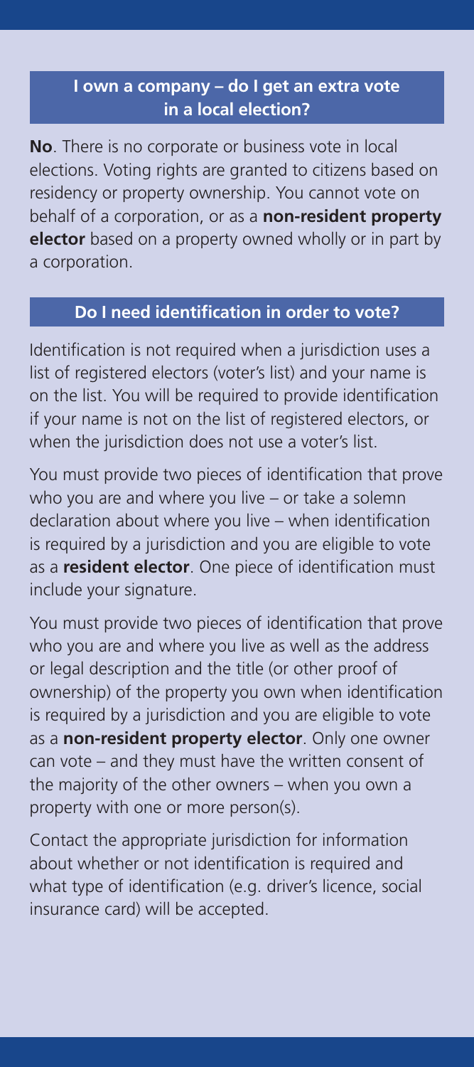## I own a company – do I get an extra vote in a local election?

**No**. There is no corporate or business vote in local elections. Voting rights are granted to citizens based on residency or property ownership. You cannot vote on behalf of a corporation, or as a **non-resident property elector** based on a property owned wholly or in part by a corporation.

## Do I need identification in order to vote?

Identification is not required when a jurisdiction uses a list of registered electors (voter's list) and your name is on the list. You will be required to provide identification if your name is not on the list of registered electors, or when the jurisdiction does not use a voter's list.

You must provide two pieces of identification that prove who you are and where you live – or take a solemn declaration about where you live – when identification is required by a jurisdiction and you are eligible to vote as a **resident elector**. One piece of identification must include your signature.

You must provide two pieces of identification that prove who you are and where you live as well as the address or legal description and the title (or other proof of ownership) of the property you own when identification is required by a jurisdiction and you are eligible to vote as a **non-resident property elector**. Only one owner can vote – and they must have the written consent of the majority of the other owners – when you own a property with one or more person(s).

Contact the appropriate jurisdiction for information about whether or not identification is required and what type of identification (e.g. driver's licence, social insurance card) will be accepted.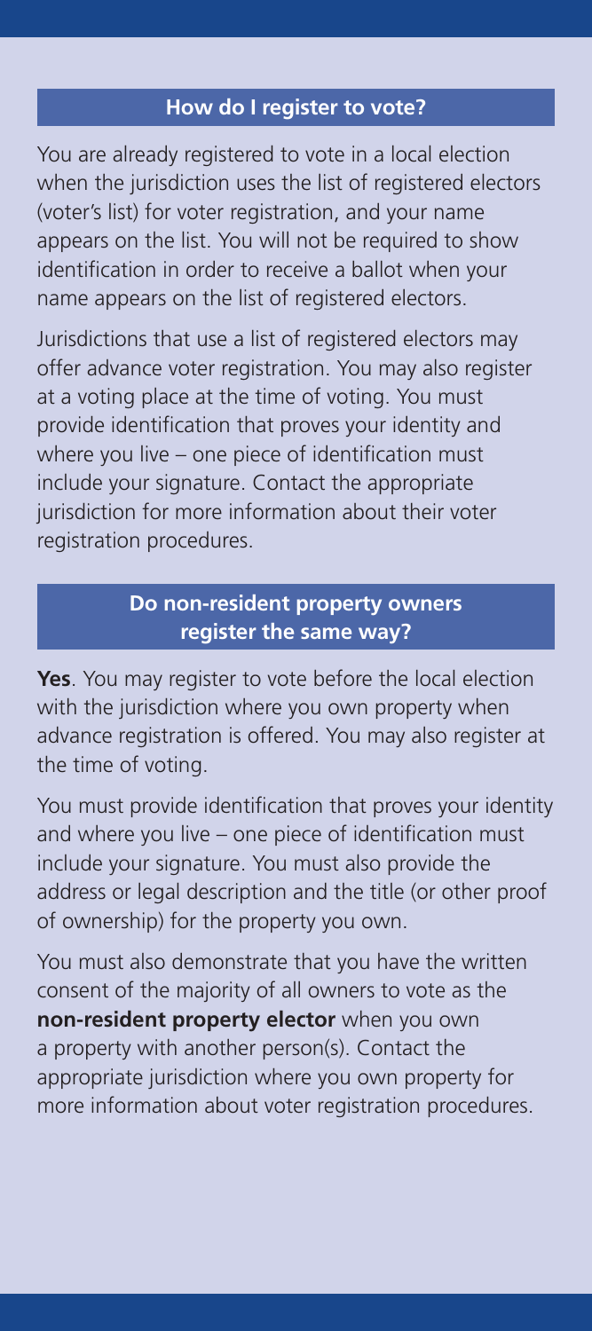## How do I register to vote?

You are already registered to vote in a local election when the jurisdiction uses the list of registered electors (voter's list) for voter registration, and your name appears on the list. You will not be required to show identification in order to receive a ballot when your name appears on the list of registered electors.

Jurisdictions that use a list of registered electors may offer advance voter registration. You may also register at a voting place at the time of voting. You must provide identification that proves your identity and where you live – one piece of identification must include your signature. Contact the appropriate jurisdiction for more information about their voter registration procedures.

## Do non-resident property owners register the same way?

**Yes**. You may register to vote before the local election with the jurisdiction where you own property when advance registration is offered. You may also register at the time of voting.

You must provide identification that proves your identity and where you live – one piece of identification must include your signature. You must also provide the address or legal description and the title (or other proof of ownership) for the property you own.

You must also demonstrate that you have the written consent of the majority of all owners to vote as the **non-resident property elector** when you own a property with another person(s). Contact the appropriate jurisdiction where you own property for more information about voter registration procedures.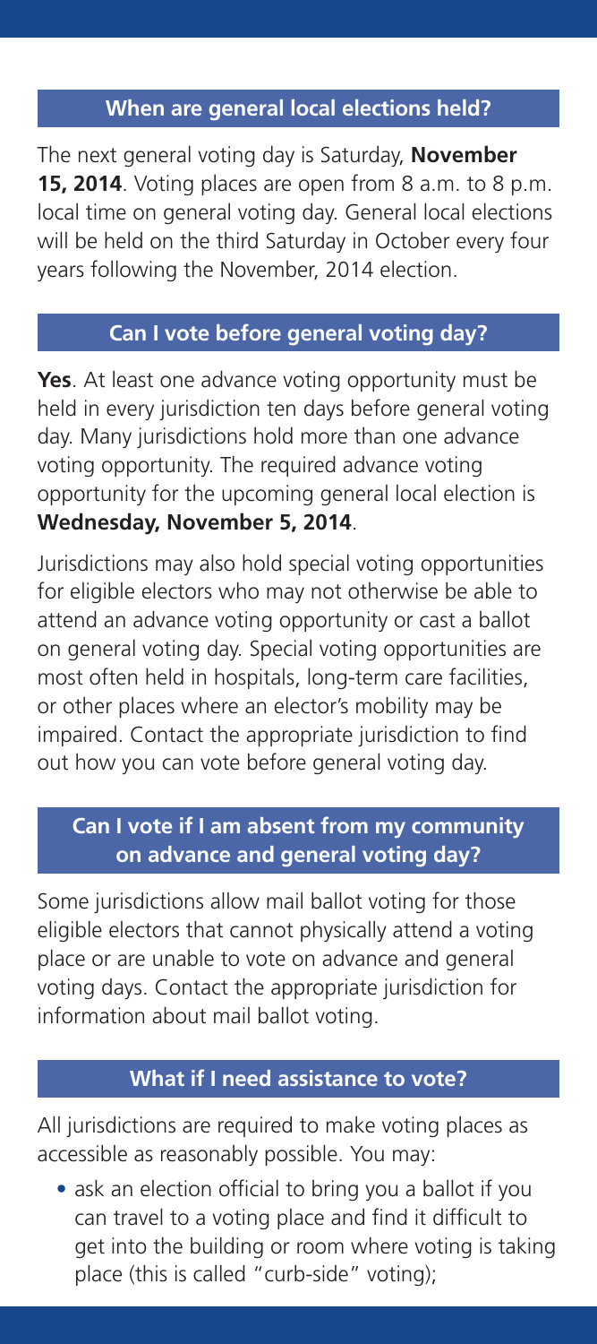## When are general local elections held?

The next general voting day is Saturday, **November 15, 2014**. Voting places are open from 8 a.m. to 8 p.m. local time on general voting day. General local elections will be held on the third Saturday in October every four years following the November, 2014 election.

## Can I vote before general voting day?

**Yes**. At least one advance voting opportunity must be held in every jurisdiction ten days before general voting day. Many jurisdictions hold more than one advance voting opportunity. The required advance voting opportunity for the upcoming general local election is **Wednesday, November 5, 2014**.

Jurisdictions may also hold special voting opportunities for eligible electors who may not otherwise be able to attend an advance voting opportunity or cast a ballot on general voting day. Special voting opportunities are most often held in hospitals, long-term care facilities, or other places where an elector's mobility may be impaired. Contact the appropriate jurisdiction to find out how you can vote before general voting day.

## Can I vote if I am absent from my community on advance and general voting day?

Some jurisdictions allow mail ballot voting for those eligible electors that cannot physically attend a voting place or are unable to vote on advance and general voting days. Contact the appropriate jurisdiction for information about mail ballot voting.

## What if I need assistance to vote?

All jurisdictions are required to make voting places as accessible as reasonably possible. You may:

- ask an election official to bring you a ballot if you can travel to a voting place and find it difficult to get into the building or room where voting is taking place (this is called "curb-side" voting);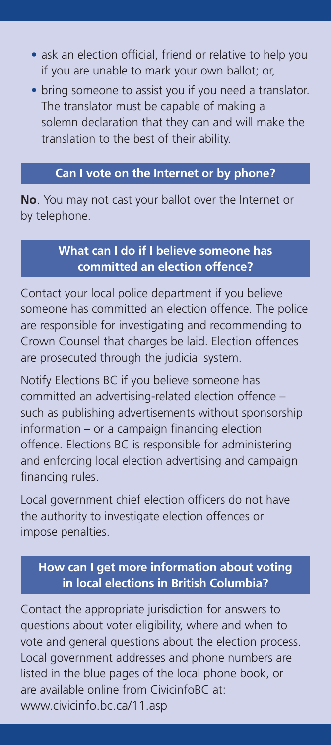- ask an election official, friend or relative to help you if you are unable to mark your own ballot; or,
- bring someone to assist you if you need a translator. The translator must be capable of making a solemn declaration that they can and will make the translation to the best of their ability.

## Can I vote on the Internet or by phone?

**No**. You may not cast your ballot over the Internet or by telephone.

## What can I do if I believe someone has committed an election offence?

Contact your local police department if you believe someone has committed an election offence. The police are responsible for investigating and recommending to Crown Counsel that charges be laid. Election offences are prosecuted through the judicial system.

Notify Elections BC if you believe someone has committed an advertising-related election offence – such as publishing advertisements without sponsorship information – or a campaign financing election offence. Elections BC is responsible for administering and enforcing local election advertising and campaign financing rules.

Local government chief election officers do not have the authority to investigate election offences or impose penalties.

## How can I get more information about voting in local elections in British Columbia?

Contact the appropriate jurisdiction for answers to questions about voter eligibility, where and when to vote and general questions about the election process. Local government addresses and phone numbers are listed in the blue pages of the local phone book, or are available online from CivicinfoBC at: www.civicinfo.bc.ca/11.asp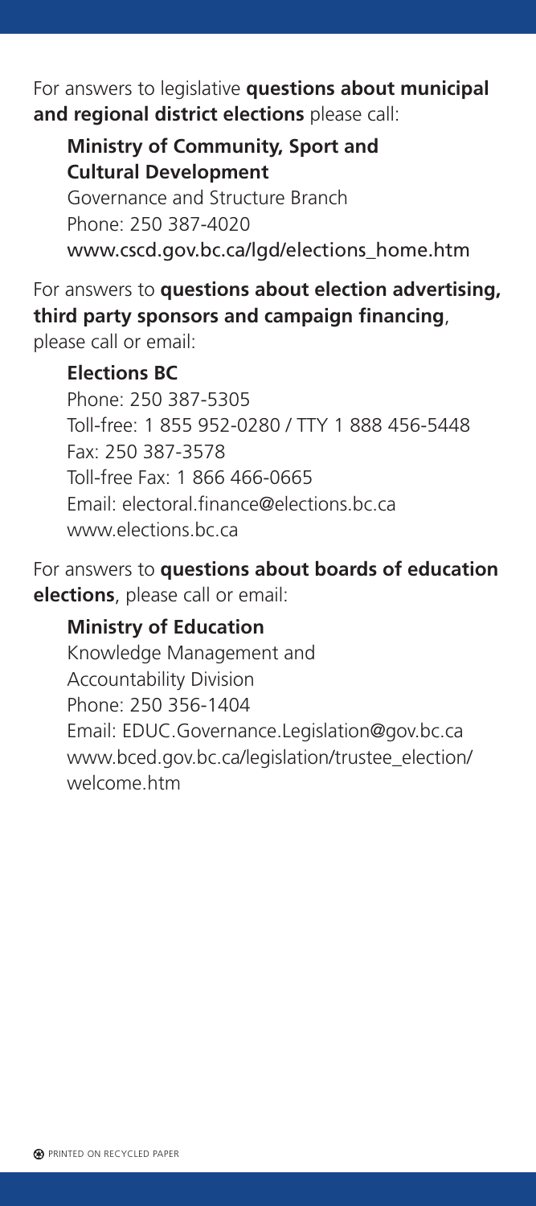For answers to legislative **questions about municipal and regional district elections** please call:

**Ministry of Community, Sport and Cultural Development**
Governance and Structure Branch
Phone: 250 387-4020
www.cscd.gov.bc.ca/lgd/elections_home.htm

For answers to **questions about election advertising, third party sponsors and campaign financing**, please call or email:

**Elections BC**
Phone: 250 387-5305
Toll-free: 1 855 952-0280 / TTY 1 888 456-5448
Fax: 250 387-3578
Toll-free Fax: 1 866 466-0665
Email: electoral.finance@elections.bc.ca
www.elections.bc.ca

For answers to **questions about boards of education elections**, please call or email:

**Ministry of Education**
Knowledge Management and Accountability Division
Phone: 250 356-1404
Email: EDUC.Governance.Legislation@gov.bc.ca
www.bced.gov.bc.ca/legislation/trustee_election/welcome.htm

PRINTED ON RECYCLED PAPER